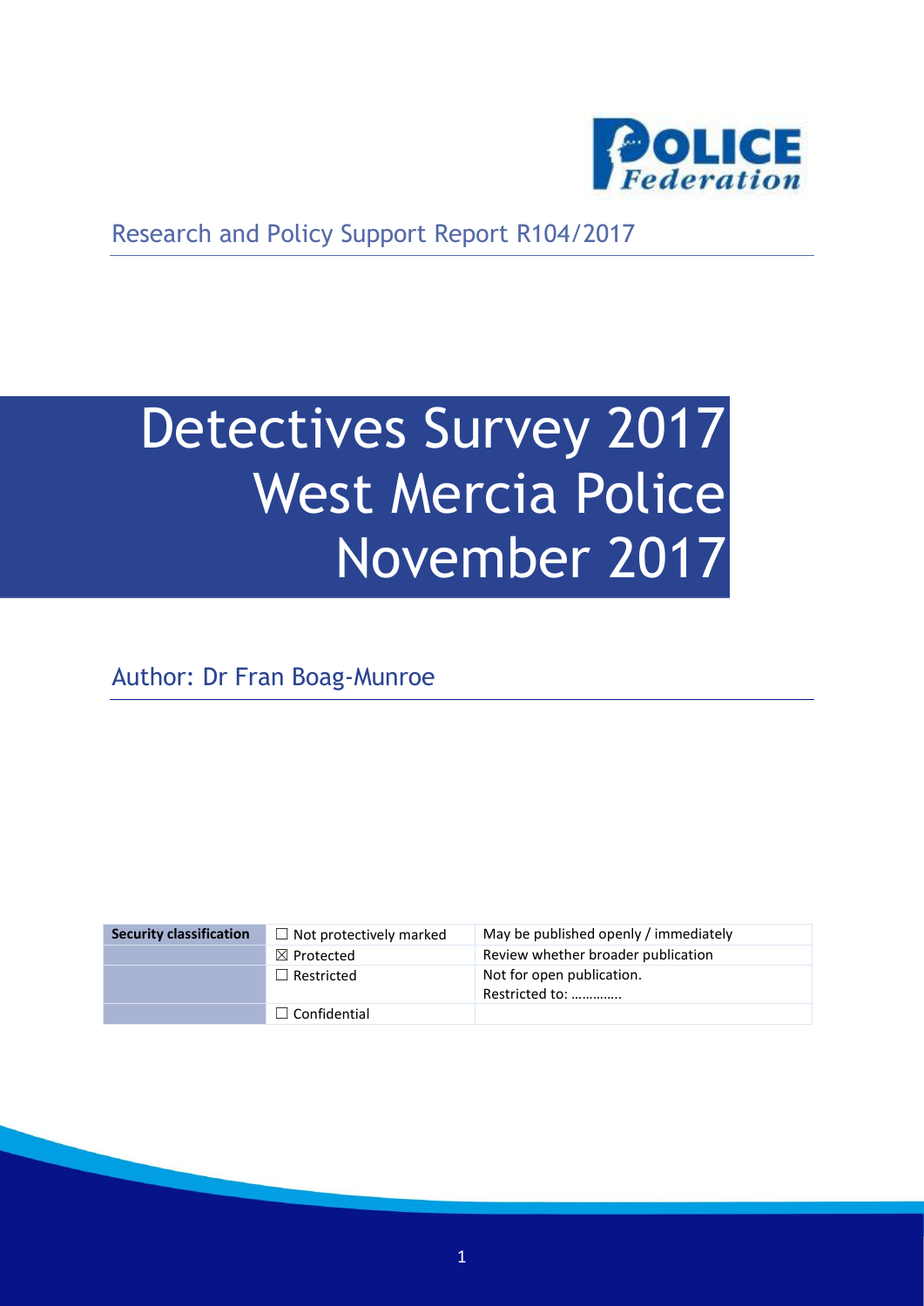Research and Policy Support Report R104/2017

# Detectives Survey 2017 West Mercia Police November 2017

Author: Dr Fran Boag-Munroe

| Security classification | ☐ Not protectively marked | May be published openly / immediately |
|---|---|---|
| | ☒ Protected | Review whether broader publication |
| | ☐ Restricted | Not for open publication. Restricted to: …………. |
| | ☐ Confidential | |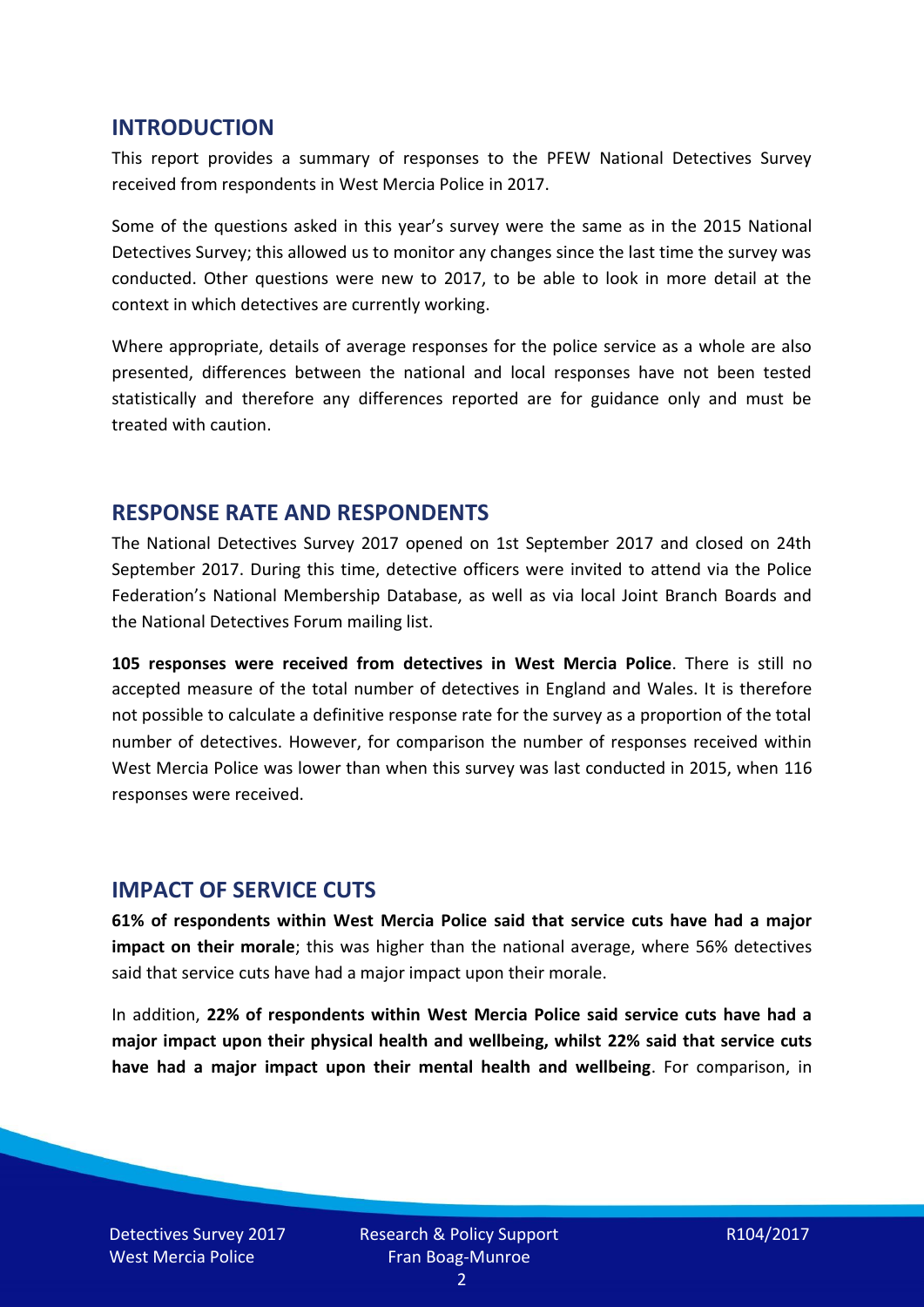## INTRODUCTION

This report provides a summary of responses to the PFEW National Detectives Survey received from respondents in West Mercia Police in 2017.

Some of the questions asked in this year's survey were the same as in the 2015 National Detectives Survey; this allowed us to monitor any changes since the last time the survey was conducted. Other questions were new to 2017, to be able to look in more detail at the context in which detectives are currently working.

Where appropriate, details of average responses for the police service as a whole are also presented, differences between the national and local responses have not been tested statistically and therefore any differences reported are for guidance only and must be treated with caution.

## RESPONSE RATE AND RESPONDENTS

The National Detectives Survey 2017 opened on 1st September 2017 and closed on 24th September 2017. During this time, detective officers were invited to attend via the Police Federation's National Membership Database, as well as via local Joint Branch Boards and the National Detectives Forum mailing list.

**105 responses were received from detectives in West Mercia Police**. There is still no accepted measure of the total number of detectives in England and Wales. It is therefore not possible to calculate a definitive response rate for the survey as a proportion of the total number of detectives. However, for comparison the number of responses received within West Mercia Police was lower than when this survey was last conducted in 2015, when 116 responses were received.

## IMPACT OF SERVICE CUTS

**61% of respondents within West Mercia Police said that service cuts have had a major impact on their morale**; this was higher than the national average, where 56% detectives said that service cuts have had a major impact upon their morale.

In addition, **22% of respondents within West Mercia Police said service cuts have had a major impact upon their physical health and wellbeing, whilst 22% said that service cuts have had a major impact upon their mental health and wellbeing**. For comparison, in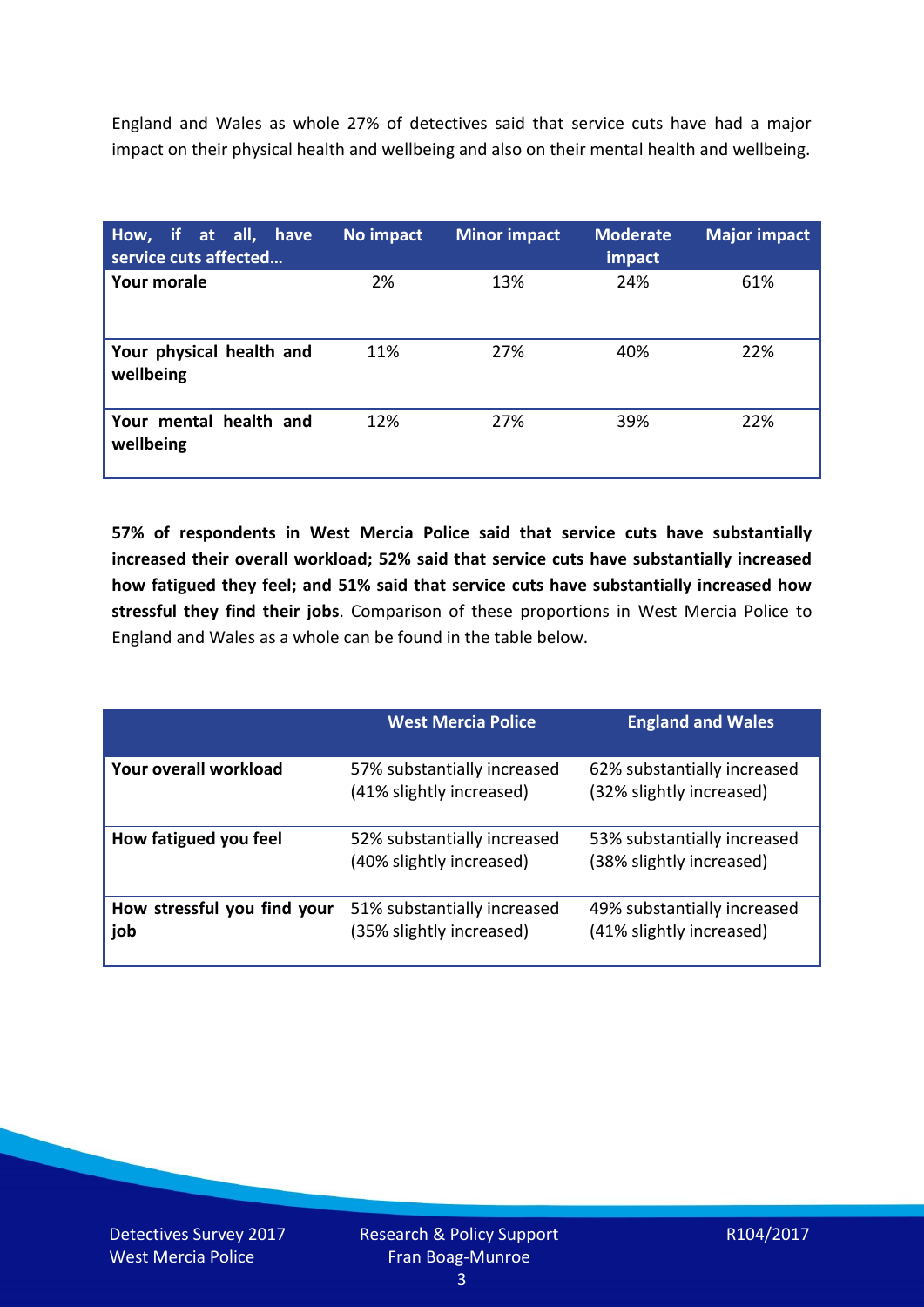England and Wales as whole 27% of detectives said that service cuts have had a major impact on their physical health and wellbeing and also on their mental health and wellbeing.

| How, if at all, have service cuts affected… | No impact | Minor impact | Moderate impact | Major impact |
|---|---|---|---|---|
| **Your morale** | 2% | 13% | 24% | 61% |
| **Your physical health and wellbeing** | 11% | 27% | 40% | 22% |
| **Your mental health and wellbeing** | 12% | 27% | 39% | 22% |

**57% of respondents in West Mercia Police said that service cuts have substantially increased their overall workload; 52% said that service cuts have substantially increased how fatigued they feel; and 51% said that service cuts have substantially increased how stressful they find their jobs**. Comparison of these proportions in West Mercia Police to England and Wales as a whole can be found in the table below.

| | West Mercia Police | England and Wales |
|---|---|---|
| **Your overall workload** | 57% substantially increased (41% slightly increased) | 62% substantially increased (32% slightly increased) |
| **How fatigued you feel** | 52% substantially increased (40% slightly increased) | 53% substantially increased (38% slightly increased) |
| **How stressful you find your job** | 51% substantially increased (35% slightly increased) | 49% substantially increased (41% slightly increased) |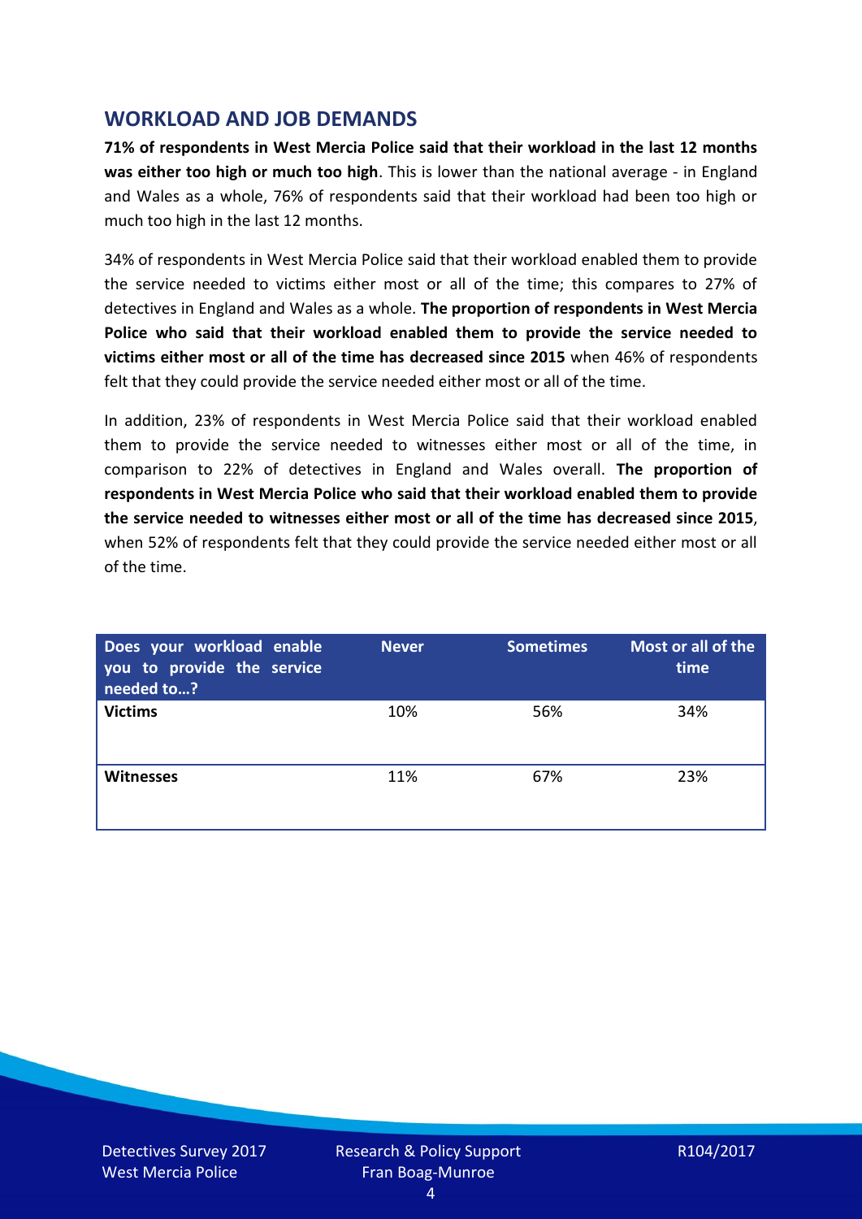## WORKLOAD AND JOB DEMANDS

**71% of respondents in West Mercia Police said that their workload in the last 12 months was either too high or much too high**. This is lower than the national average - in England and Wales as a whole, 76% of respondents said that their workload had been too high or much too high in the last 12 months.

34% of respondents in West Mercia Police said that their workload enabled them to provide the service needed to victims either most or all of the time; this compares to 27% of detectives in England and Wales as a whole. **The proportion of respondents in West Mercia Police who said that their workload enabled them to provide the service needed to victims either most or all of the time has decreased since 2015** when 46% of respondents felt that they could provide the service needed either most or all of the time.

In addition, 23% of respondents in West Mercia Police said that their workload enabled them to provide the service needed to witnesses either most or all of the time, in comparison to 22% of detectives in England and Wales overall. **The proportion of respondents in West Mercia Police who said that their workload enabled them to provide the service needed to witnesses either most or all of the time has decreased since 2015**, when 52% of respondents felt that they could provide the service needed either most or all of the time.

| Does your workload enable you to provide the service needed to…? | Never | Sometimes | Most or all of the time |
|---|---|---|---|
| **Victims** | 10% | 56% | 34% |
| **Witnesses** | 11% | 67% | 23% |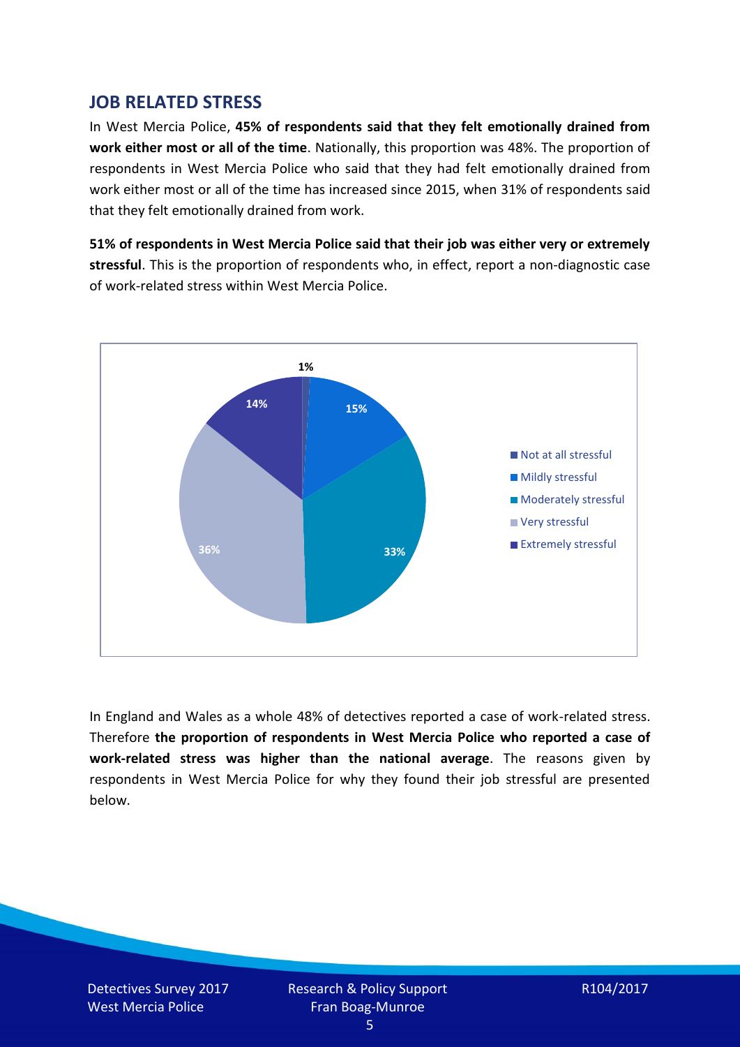## JOB RELATED STRESS

In West Mercia Police, **45% of respondents said that they felt emotionally drained from work either most or all of the time**. Nationally, this proportion was 48%. The proportion of respondents in West Mercia Police who said that they had felt emotionally drained from work either most or all of the time has increased since 2015, when 31% of respondents said that they felt emotionally drained from work.

**51% of respondents in West Mercia Police said that their job was either very or extremely stressful**. This is the proportion of respondents who, in effect, report a non-diagnostic case of work-related stress within West Mercia Police.

| Response | Percentage |
| --- | --- |
| Not at all stressful | 1% |
| Mildly stressful | 15% |
| Moderately stressful | 33% |
| Very stressful | 36% |
| Extremely stressful | 14% |

In England and Wales as a whole 48% of detectives reported a case of work-related stress. Therefore **the proportion of respondents in West Mercia Police who reported a case of work-related stress was higher than the national average**. The reasons given by respondents in West Mercia Police for why they found their job stressful are presented below.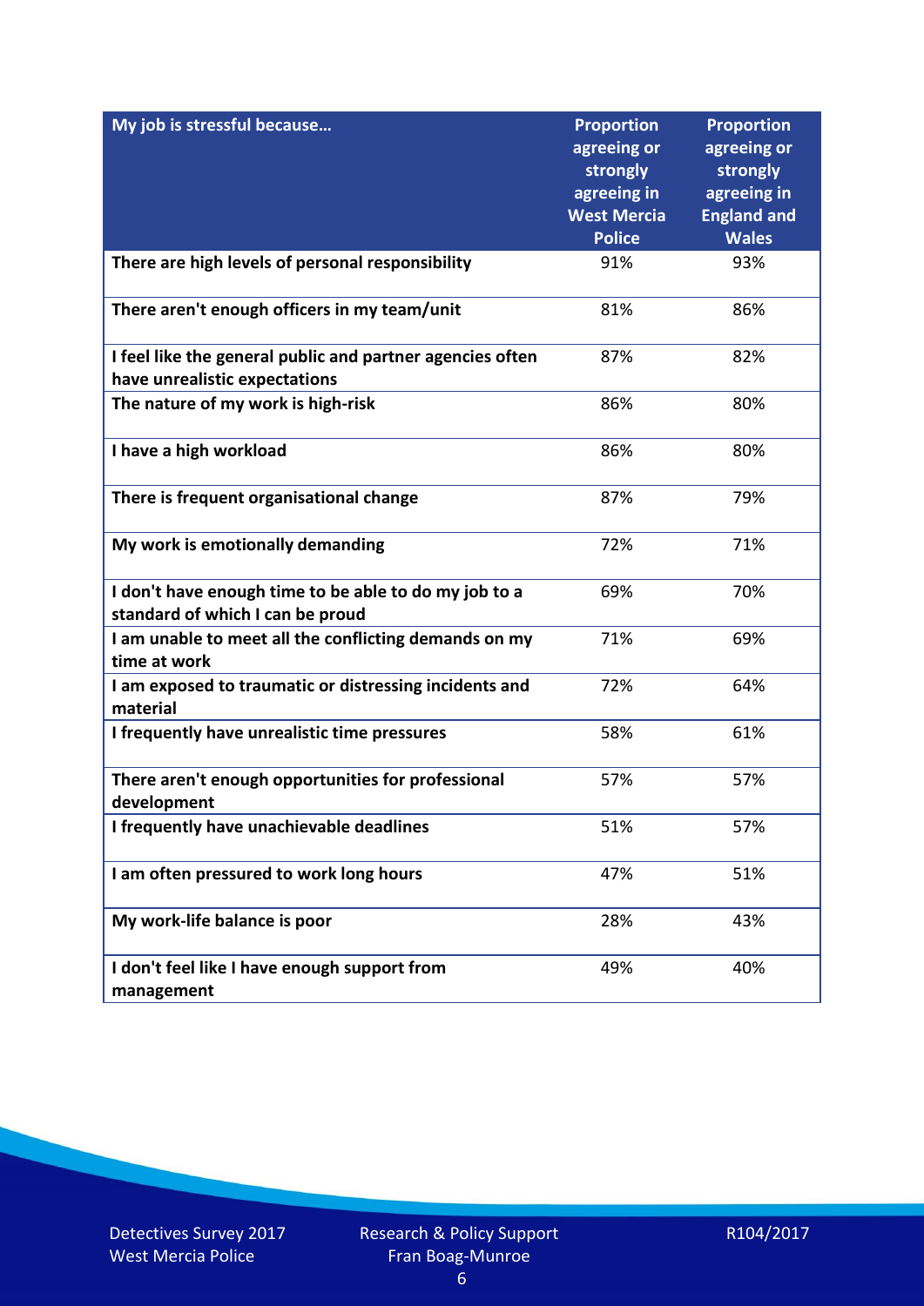| My job is stressful because… | Proportion agreeing or strongly agreeing in West Mercia Police | Proportion agreeing or strongly agreeing in England and Wales |
|---|---|---|
| There are high levels of personal responsibility | 91% | 93% |
| There aren't enough officers in my team/unit | 81% | 86% |
| I feel like the general public and partner agencies often have unrealistic expectations | 87% | 82% |
| The nature of my work is high-risk | 86% | 80% |
| I have a high workload | 86% | 80% |
| There is frequent organisational change | 87% | 79% |
| My work is emotionally demanding | 72% | 71% |
| I don't have enough time to be able to do my job to a standard of which I can be proud | 69% | 70% |
| I am unable to meet all the conflicting demands on my time at work | 71% | 69% |
| I am exposed to traumatic or distressing incidents and material | 72% | 64% |
| I frequently have unrealistic time pressures | 58% | 61% |
| There aren't enough opportunities for professional development | 57% | 57% |
| I frequently have unachievable deadlines | 51% | 57% |
| I am often pressured to work long hours | 47% | 51% |
| My work-life balance is poor | 28% | 43% |
| I don't feel like I have enough support from management | 49% | 40% |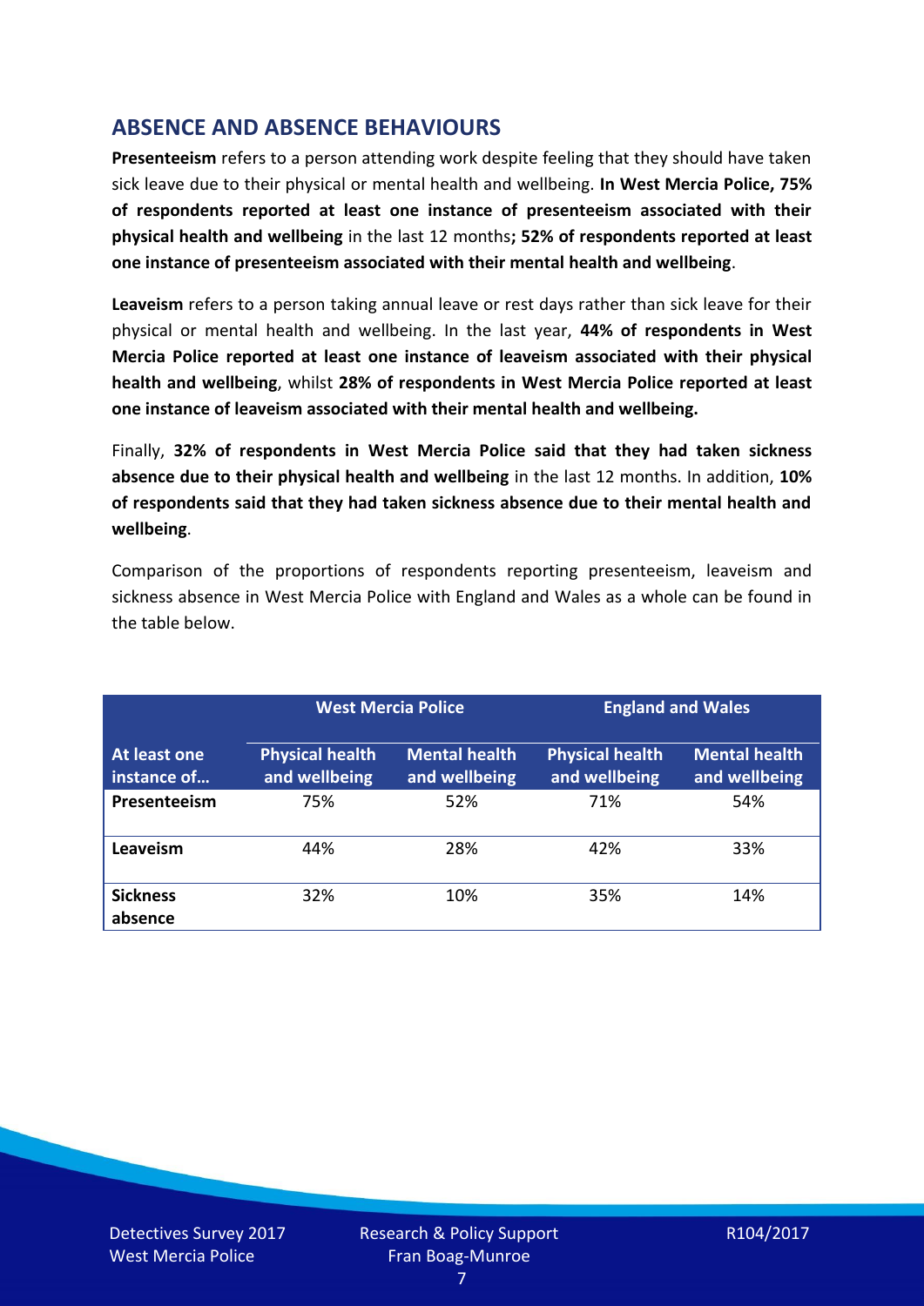## ABSENCE AND ABSENCE BEHAVIOURS

**Presenteeism** refers to a person attending work despite feeling that they should have taken sick leave due to their physical or mental health and wellbeing. **In West Mercia Police, 75% of respondents reported at least one instance of presenteeism associated with their physical health and wellbeing** in the last 12 months**; 52% of respondents reported at least one instance of presenteeism associated with their mental health and wellbeing**.

**Leaveism** refers to a person taking annual leave or rest days rather than sick leave for their physical or mental health and wellbeing. In the last year, **44% of respondents in West Mercia Police reported at least one instance of leaveism associated with their physical health and wellbeing**, whilst **28% of respondents in West Mercia Police reported at least one instance of leaveism associated with their mental health and wellbeing.**

Finally, **32% of respondents in West Mercia Police said that they had taken sickness absence due to their physical health and wellbeing** in the last 12 months. In addition, **10% of respondents said that they had taken sickness absence due to their mental health and wellbeing**.

Comparison of the proportions of respondents reporting presenteeism, leaveism and sickness absence in West Mercia Police with England and Wales as a whole can be found in the table below.

| | West Mercia Police | | England and Wales | |
|---|---|---|---|---|
| **At least one instance of…** | **Physical health and wellbeing** | **Mental health and wellbeing** | **Physical health and wellbeing** | **Mental health and wellbeing** |
| **Presenteeism** | 75% | 52% | 71% | 54% |
| **Leaveism** | 44% | 28% | 42% | 33% |
| **Sickness absence** | 32% | 10% | 35% | 14% |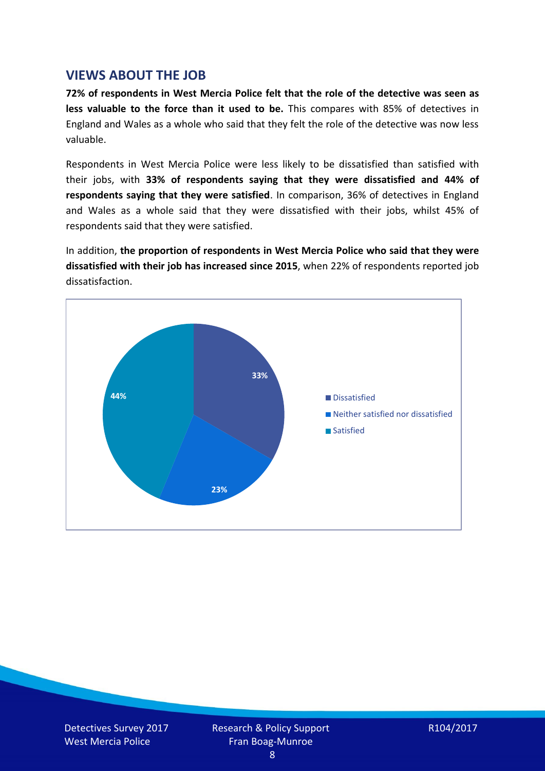## VIEWS ABOUT THE JOB

**72% of respondents in West Mercia Police felt that the role of the detective was seen as less valuable to the force than it used to be.** This compares with 85% of detectives in England and Wales as a whole who said that they felt the role of the detective was now less valuable.

Respondents in West Mercia Police were less likely to be dissatisfied than satisfied with their jobs, with **33% of respondents saying that they were dissatisfied and 44% of respondents saying that they were satisfied**. In comparison, 36% of detectives in England and Wales as a whole said that they were dissatisfied with their jobs, whilst 45% of respondents said that they were satisfied.

In addition, **the proportion of respondents in West Mercia Police who said that they were dissatisfied with their job has increased since 2015**, when 22% of respondents reported job dissatisfaction.

| Response | % |
|---|---|
| Dissatisfied | 33% |
| Neither satisfied nor dissatisfied | 23% |
| Satisfied | 44% |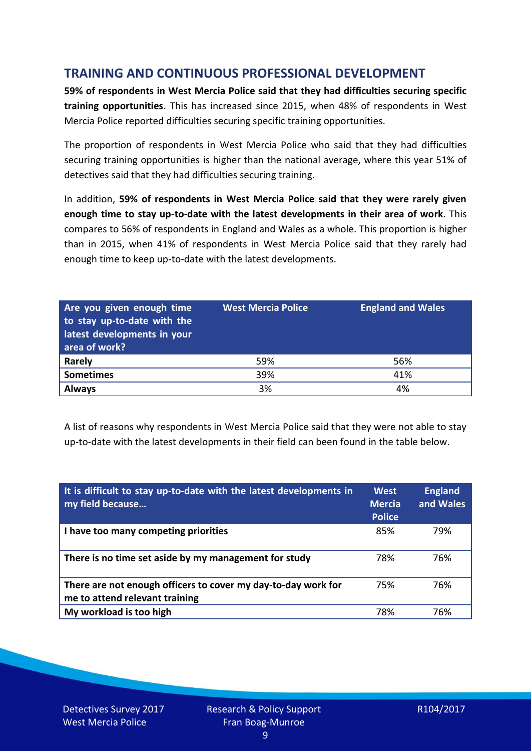## TRAINING AND CONTINUOUS PROFESSIONAL DEVELOPMENT

**59% of respondents in West Mercia Police said that they had difficulties securing specific training opportunities**. This has increased since 2015, when 48% of respondents in West Mercia Police reported difficulties securing specific training opportunities.

The proportion of respondents in West Mercia Police who said that they had difficulties securing training opportunities is higher than the national average, where this year 51% of detectives said that they had difficulties securing training.

In addition, **59% of respondents in West Mercia Police said that they were rarely given enough time to stay up-to-date with the latest developments in their area of work**. This compares to 56% of respondents in England and Wales as a whole. This proportion is higher than in 2015, when 41% of respondents in West Mercia Police said that they rarely had enough time to keep up-to-date with the latest developments.

| Are you given enough time to stay up-to-date with the latest developments in your area of work? | West Mercia Police | England and Wales |
|---|---|---|
| **Rarely** | 59% | 56% |
| **Sometimes** | 39% | 41% |
| **Always** | 3% | 4% |

A list of reasons why respondents in West Mercia Police said that they were not able to stay up-to-date with the latest developments in their field can been found in the table below.

| It is difficult to stay up-to-date with the latest developments in my field because… | West Mercia Police | England and Wales |
|---|---|---|
| **I have too many competing priorities** | 85% | 79% |
| **There is no time set aside by my management for study** | 78% | 76% |
| **There are not enough officers to cover my day-to-day work for me to attend relevant training** | 75% | 76% |
| **My workload is too high** | 78% | 76% |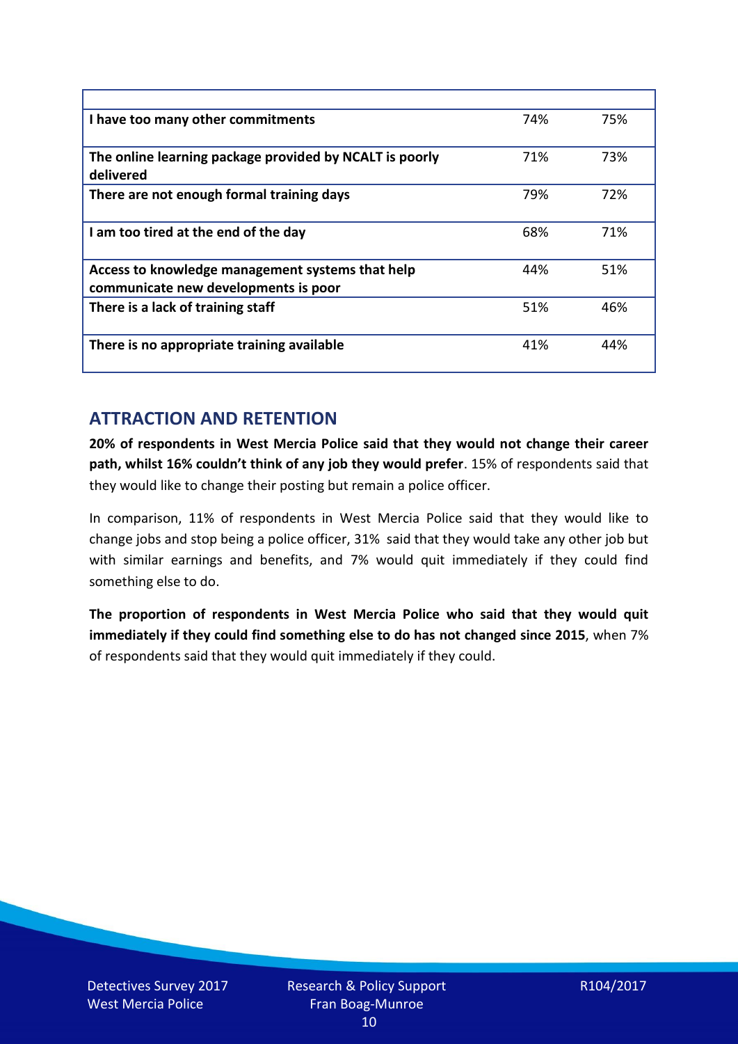| | | |
|---|---|---|
| **I have too many other commitments** | 74% | 75% |
| **The online learning package provided by NCALT is poorly delivered** | 71% | 73% |
| **There are not enough formal training days** | 79% | 72% |
| **I am too tired at the end of the day** | 68% | 71% |
| **Access to knowledge management systems that help communicate new developments is poor** | 44% | 51% |
| **There is a lack of training staff** | 51% | 46% |
| **There is no appropriate training available** | 41% | 44% |

## ATTRACTION AND RETENTION

**20% of respondents in West Mercia Police said that they would not change their career path, whilst 16% couldn't think of any job they would prefer**. 15% of respondents said that they would like to change their posting but remain a police officer.

In comparison, 11% of respondents in West Mercia Police said that they would like to change jobs and stop being a police officer, 31% said that they would take any other job but with similar earnings and benefits, and 7% would quit immediately if they could find something else to do.

**The proportion of respondents in West Mercia Police who said that they would quit immediately if they could find something else to do has not changed since 2015**, when 7% of respondents said that they would quit immediately if they could.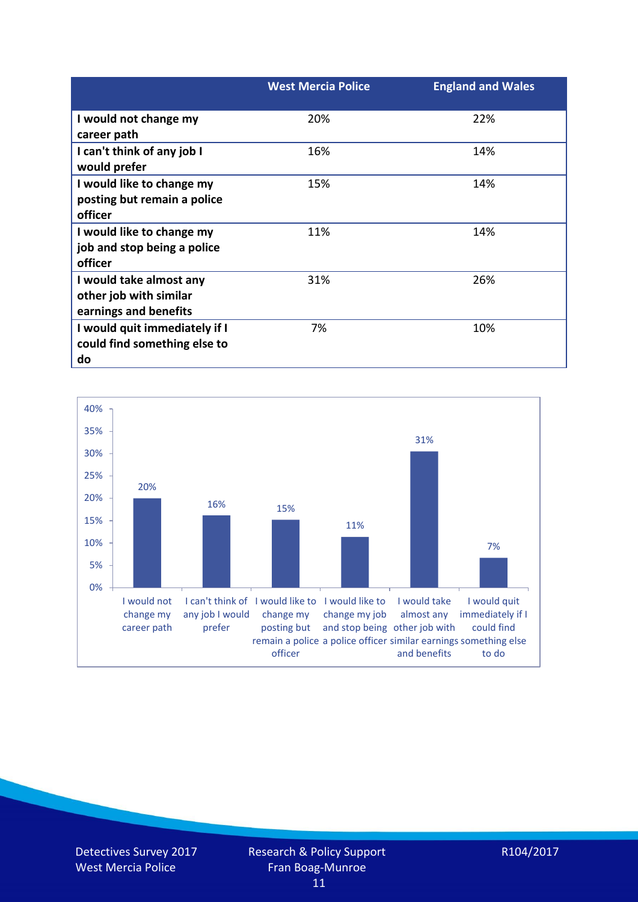| | West Mercia Police | England and Wales |
|---|---|---|
| I would not change my career path | 20% | 22% |
| I can't think of any job I would prefer | 16% | 14% |
| I would like to change my posting but remain a police officer | 15% | 14% |
| I would like to change my job and stop being a police officer | 11% | 14% |
| I would take almost any other job with similar earnings and benefits | 31% | 26% |
| I would quit immediately if I could find something else to do | 7% | 10% |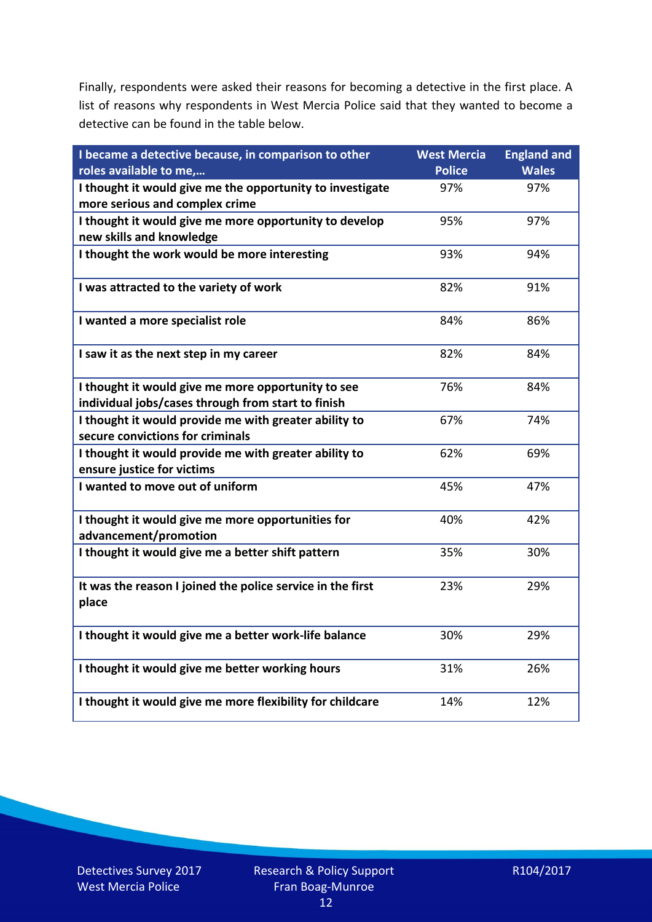Finally, respondents were asked their reasons for becoming a detective in the first place. A list of reasons why respondents in West Mercia Police said that they wanted to become a detective can be found in the table below.

| I became a detective because, in comparison to other roles available to me,… | West Mercia Police | England and Wales |
|---|---|---|
| I thought it would give me the opportunity to investigate more serious and complex crime | 97% | 97% |
| I thought it would give me more opportunity to develop new skills and knowledge | 95% | 97% |
| I thought the work would be more interesting | 93% | 94% |
| I was attracted to the variety of work | 82% | 91% |
| I wanted a more specialist role | 84% | 86% |
| I saw it as the next step in my career | 82% | 84% |
| I thought it would give me more opportunity to see individual jobs/cases through from start to finish | 76% | 84% |
| I thought it would provide me with greater ability to secure convictions for criminals | 67% | 74% |
| I thought it would provide me with greater ability to ensure justice for victims | 62% | 69% |
| I wanted to move out of uniform | 45% | 47% |
| I thought it would give me more opportunities for advancement/promotion | 40% | 42% |
| I thought it would give me a better shift pattern | 35% | 30% |
| It was the reason I joined the police service in the first place | 23% | 29% |
| I thought it would give me a better work-life balance | 30% | 29% |
| I thought it would give me better working hours | 31% | 26% |
| I thought it would give me more flexibility for childcare | 14% | 12% |